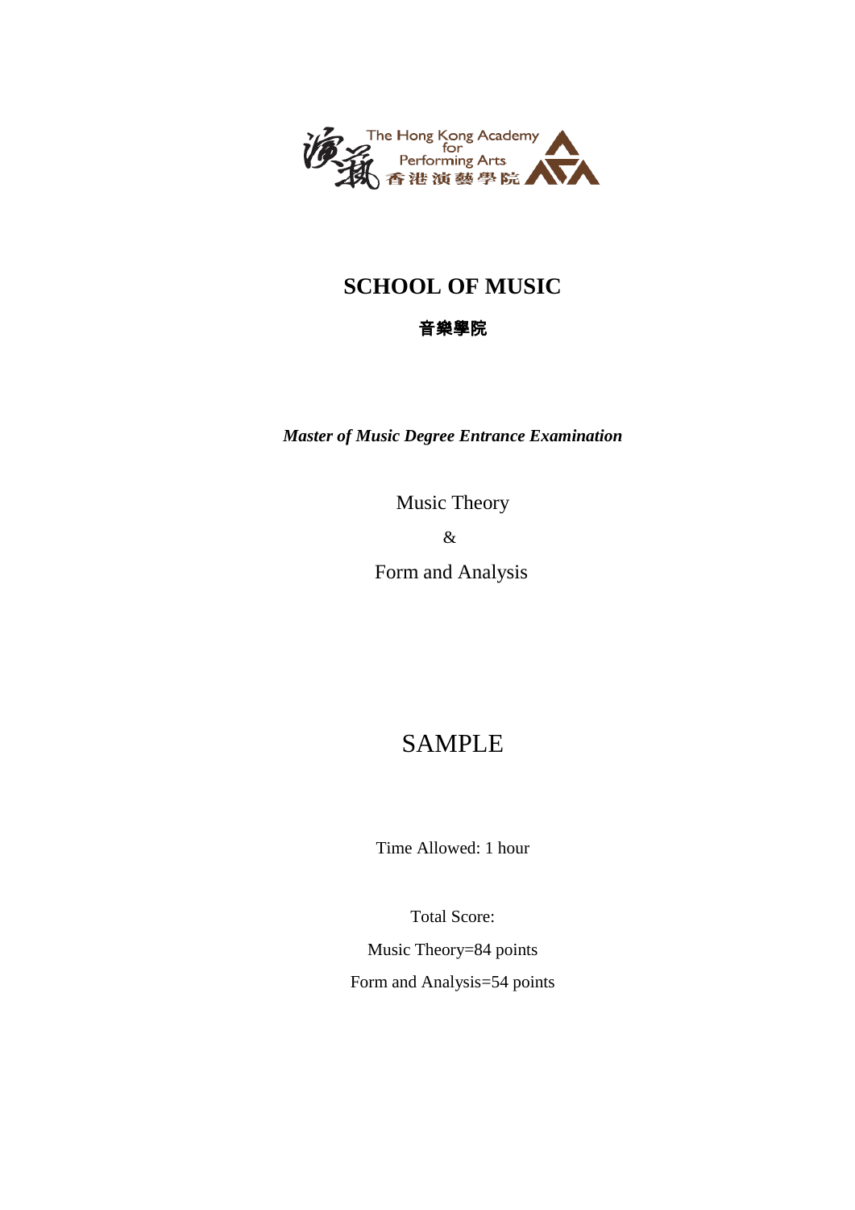The Hong Kong Academy for Performing Arts
香港演藝學院

# SCHOOL OF MUSIC

## 音樂學院

***Master of Music Degree Entrance Examination***

Music Theory

&

Form and Analysis

# SAMPLE

Time Allowed: 1 hour

Total Score:

Music Theory=84 points

Form and Analysis=54 points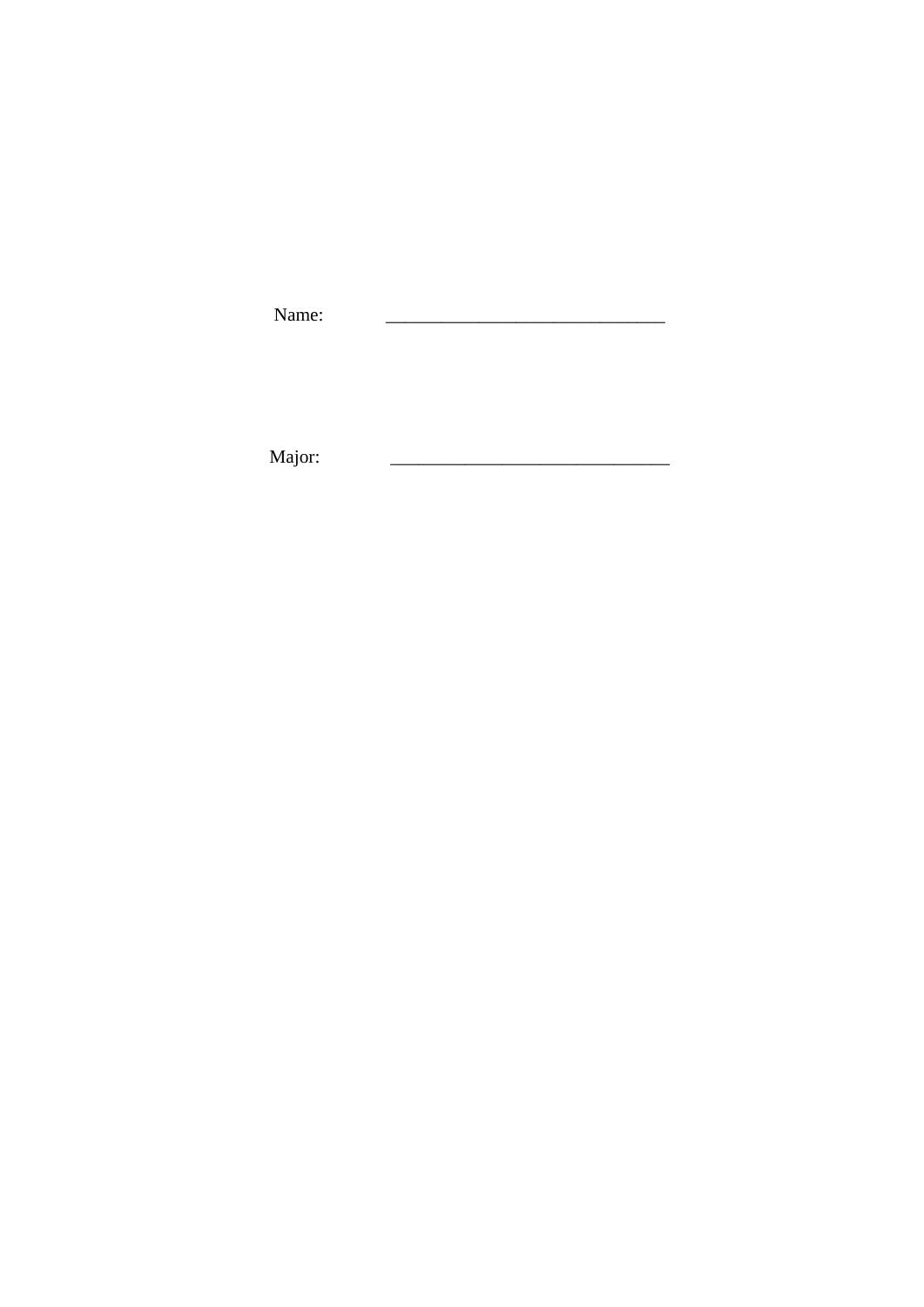Name: ______________________________

Major: ______________________________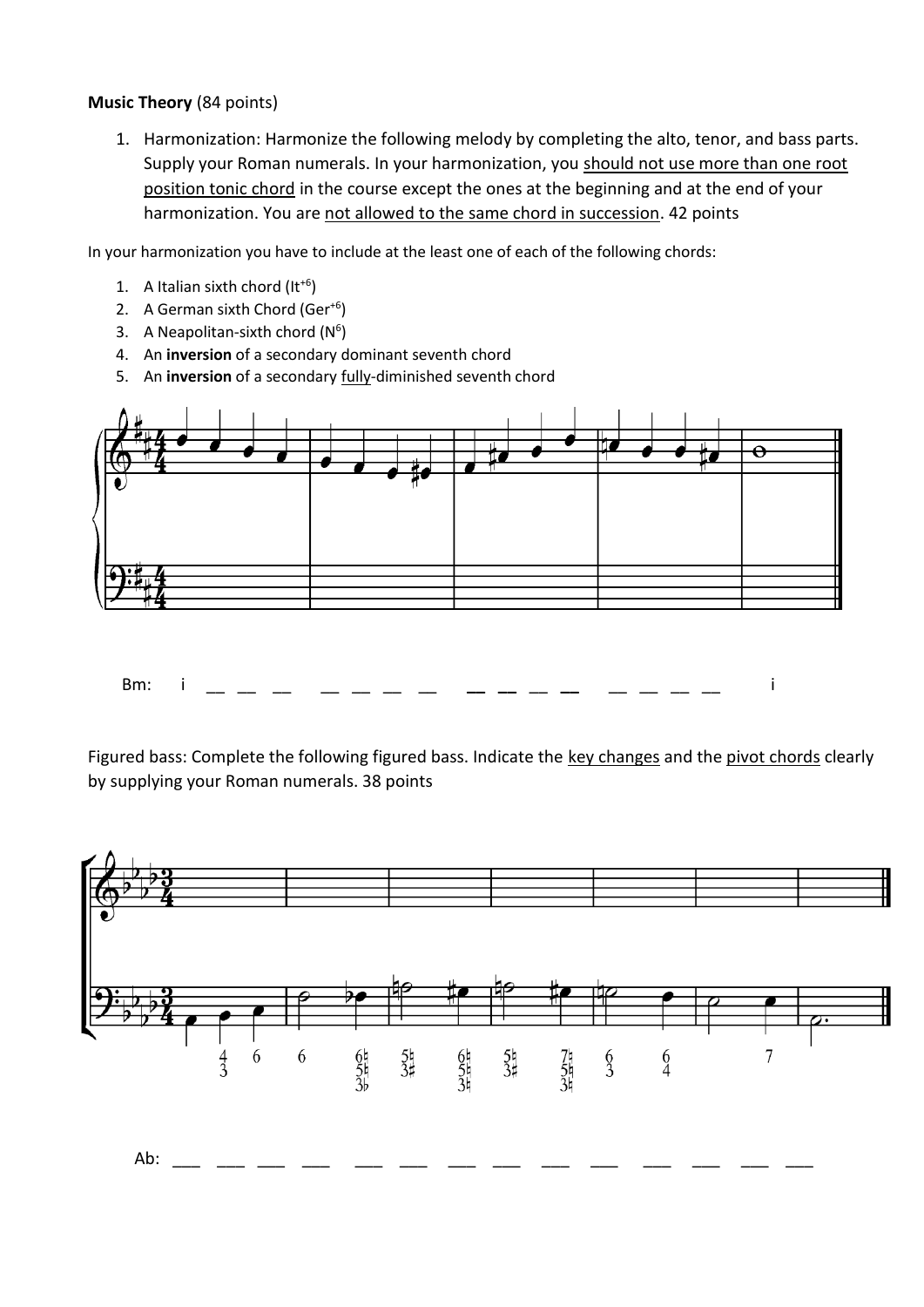**Music Theory** (84 points)

1. Harmonization: Harmonize the following melody by completing the alto, tenor, and bass parts. Supply your Roman numerals. In your harmonization, you should not use more than one root position tonic chord in the course except the ones at the beginning and at the end of your harmonization. You are not allowed to the same chord in succession. 42 points

In your harmonization you have to include at the least one of each of the following chords:

1. A Italian sixth chord (It$^{+6}$)
2. A German sixth Chord (Ger$^{+6}$)
3. A Neapolitan-sixth chord (N$^{6}$)
4. An **inversion** of a secondary dominant seventh chord
5. An **inversion** of a secondary fully-diminished seventh chord

Bm: i __ __ __ __ __ __ __ __ __ __ __ __ __ __ __ i

Figured bass: Complete the following figured bass. Indicate the key changes and the pivot chords clearly by supplying your Roman numerals. 38 points

Ab: ___ ___ ___ ___ ___ ___ ___ ___ ___ ___ ___ ___ ___ ___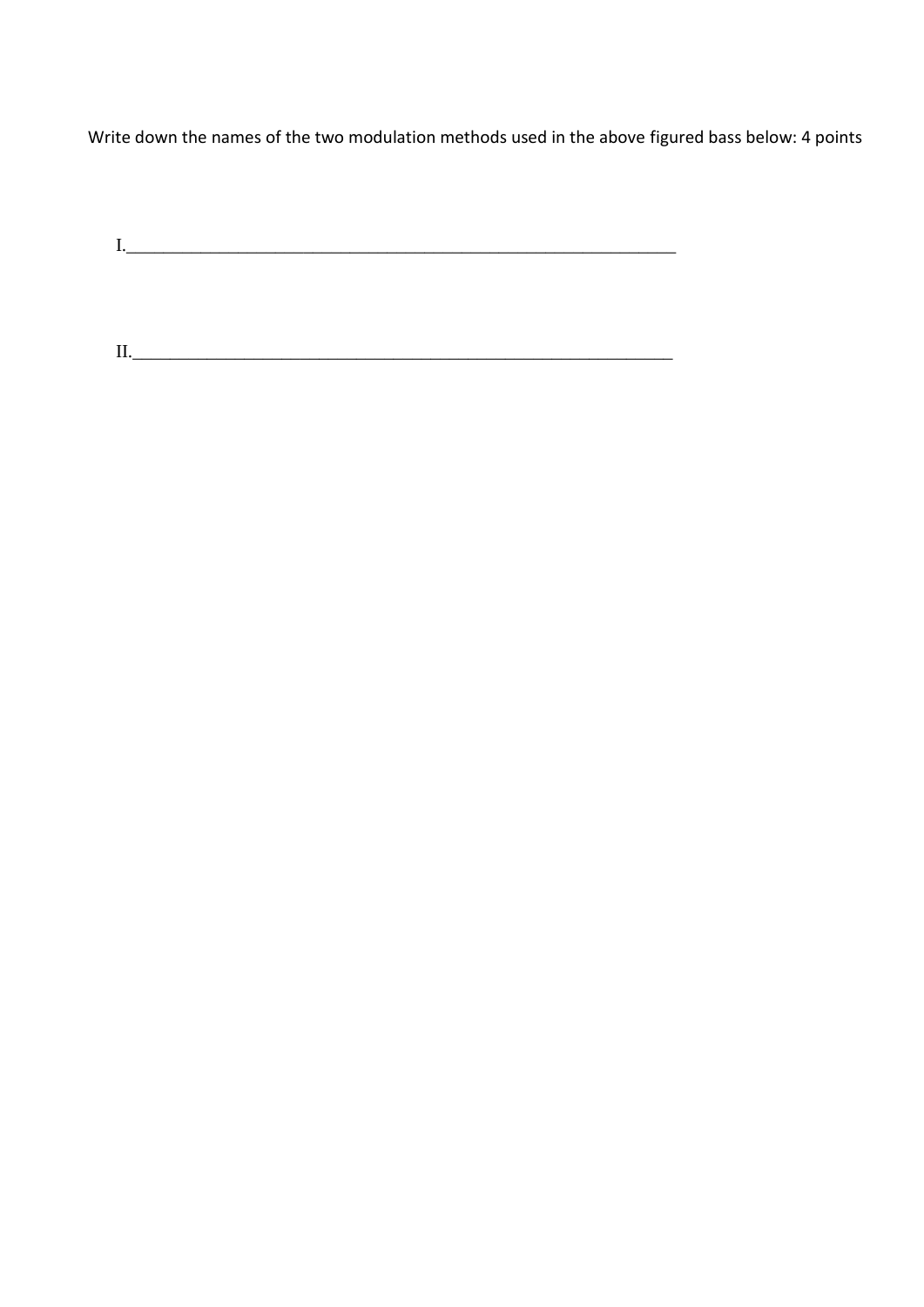Write down the names of the two modulation methods used in the above figured bass below: 4 points

I.______________________________________________________________

II.______________________________________________________________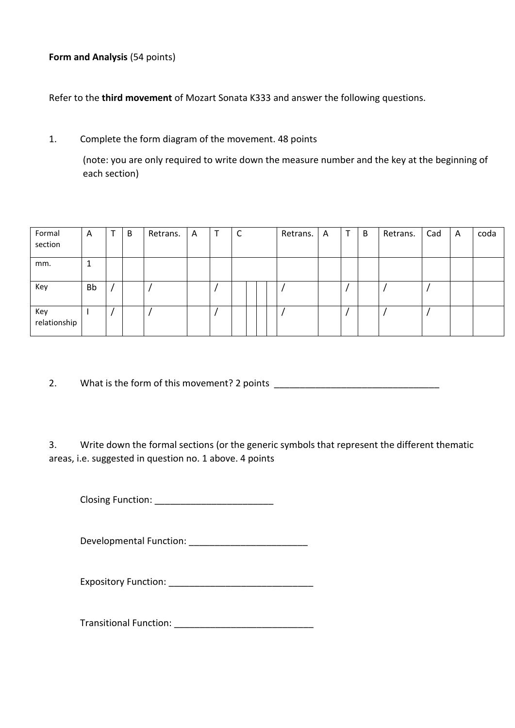**Form and Analysis** (54 points)

Refer to the **third movement** of Mozart Sonata K333 and answer the following questions.

1. Complete the form diagram of the movement. 48 points

   (note: you are only required to write down the measure number and the key at the beginning of each section)

| Formal section | A | T | B | Retrans. | A | T | C | | | | Retrans. | A | T | B | Retrans. | Cad | A | coda |
|---|---|---|---|---|---|---|---|---|---|---|---|---|---|---|---|---|---|---|
| mm. | 1 | | | | | | | | | | | | | | | | | |
| Key | Bb | / | | / | | / | | | | | / | | / | | / | / | | |
| Key relationship | I | / | | / | | / | | | | | / | | / | | / | / | | |

2. What is the form of this movement? 2 points ________________________________

3. Write down the formal sections (or the generic symbols that represent the different thematic areas, i.e. suggested in question no. 1 above. 4 points

   Closing Function: _______________________

   Developmental Function: _______________________

   Expository Function: _____________________________

   Transitional Function: ____________________________